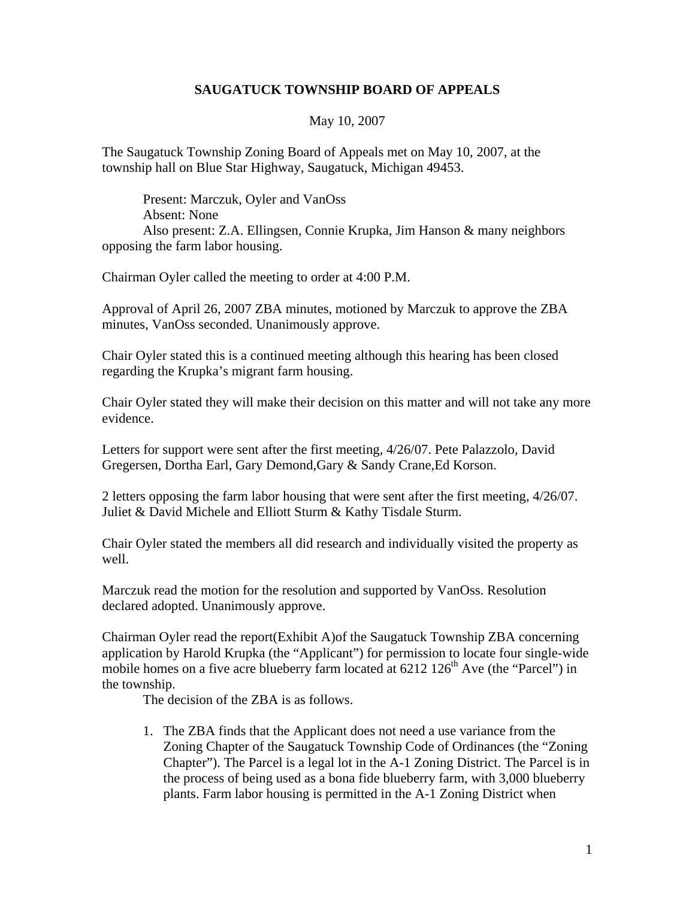# SAUGATUCK TOWNSHIP BOARD OF APPEALS

May 10, 2007

The Saugatuck Township Zoning Board of Appeals met on May 10, 2007, at the township hall on Blue Star Highway, Saugatuck, Michigan 49453.

Present: Marczuk, Oyler and VanOss
Absent: None
Also present: Z.A. Ellingsen, Connie Krupka, Jim Hanson & many neighbors opposing the farm labor housing.

Chairman Oyler called the meeting to order at 4:00 P.M.

Approval of April 26, 2007 ZBA minutes, motioned by Marczuk to approve the ZBA minutes, VanOss seconded. Unanimously approve.

Chair Oyler stated this is a continued meeting although this hearing has been closed regarding the Krupka's migrant farm housing.

Chair Oyler stated they will make their decision on this matter and will not take any more evidence.

Letters for support were sent after the first meeting, 4/26/07. Pete Palazzolo, David Gregersen, Dortha Earl, Gary Demond,Gary & Sandy Crane,Ed Korson.

2 letters opposing the farm labor housing that were sent after the first meeting, 4/26/07. Juliet & David Michele and Elliott Sturm & Kathy Tisdale Sturm.

Chair Oyler stated the members all did research and individually visited the property as well.

Marczuk read the motion for the resolution and supported by VanOss. Resolution declared adopted. Unanimously approve.

Chairman Oyler read the report(Exhibit A)of the Saugatuck Township ZBA concerning application by Harold Krupka (the "Applicant") for permission to locate four single-wide mobile homes on a five acre blueberry farm located at 6212 126th Ave (the "Parcel") in the township.

The decision of the ZBA is as follows.

1. The ZBA finds that the Applicant does not need a use variance from the Zoning Chapter of the Saugatuck Township Code of Ordinances (the "Zoning Chapter"). The Parcel is a legal lot in the A-1 Zoning District. The Parcel is in the process of being used as a bona fide blueberry farm, with 3,000 blueberry plants. Farm labor housing is permitted in the A-1 Zoning District when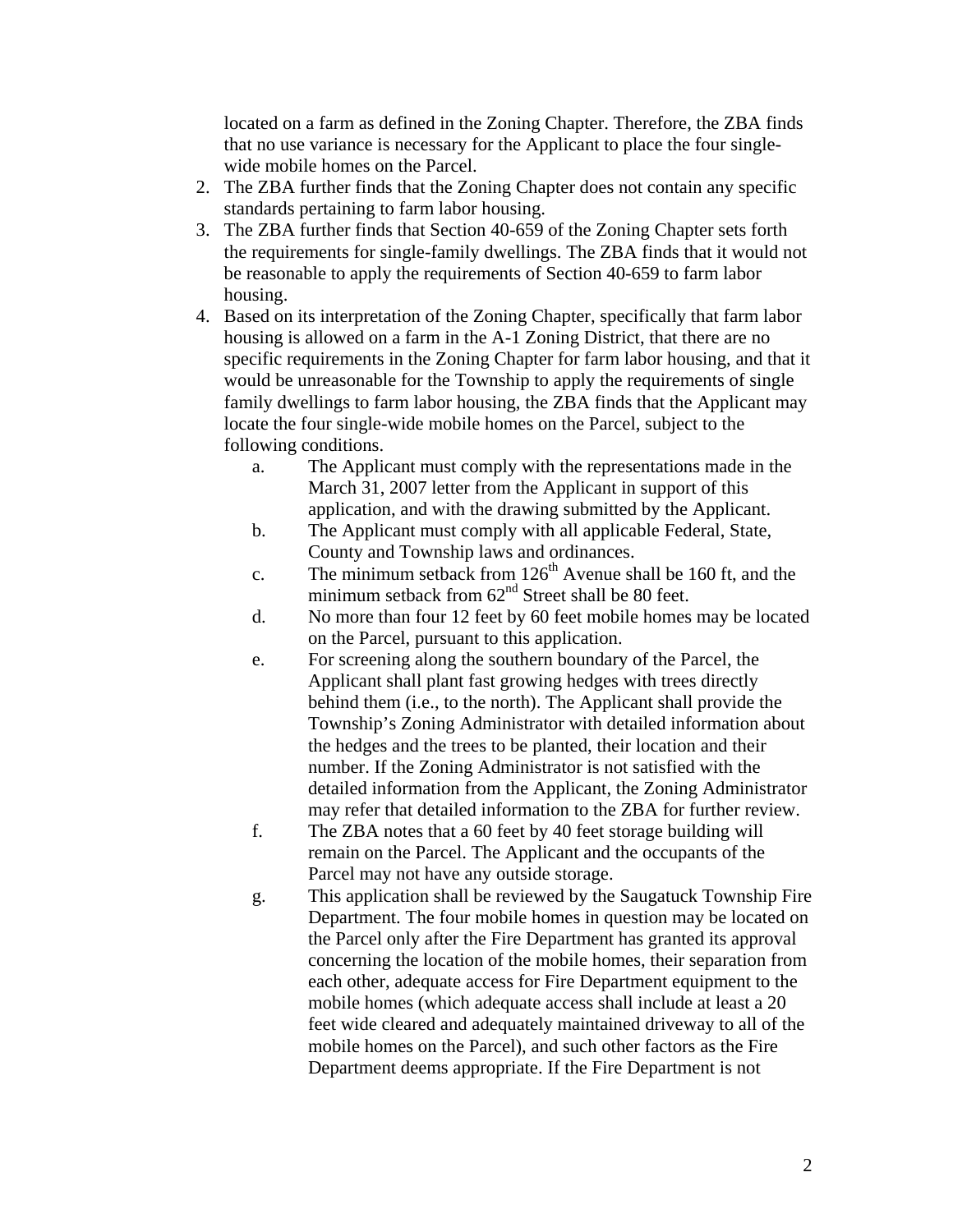located on a farm as defined in the Zoning Chapter. Therefore, the ZBA finds that no use variance is necessary for the Applicant to place the four single-wide mobile homes on the Parcel.

2. The ZBA further finds that the Zoning Chapter does not contain any specific standards pertaining to farm labor housing.
3. The ZBA further finds that Section 40-659 of the Zoning Chapter sets forth the requirements for single-family dwellings. The ZBA finds that it would not be reasonable to apply the requirements of Section 40-659 to farm labor housing.
4. Based on its interpretation of the Zoning Chapter, specifically that farm labor housing is allowed on a farm in the A-1 Zoning District, that there are no specific requirements in the Zoning Chapter for farm labor housing, and that it would be unreasonable for the Township to apply the requirements of single family dwellings to farm labor housing, the ZBA finds that the Applicant may locate the four single-wide mobile homes on the Parcel, subject to the following conditions.
   a. The Applicant must comply with the representations made in the March 31, 2007 letter from the Applicant in support of this application, and with the drawing submitted by the Applicant.
   b. The Applicant must comply with all applicable Federal, State, County and Township laws and ordinances.
   c. The minimum setback from 126th Avenue shall be 160 ft, and the minimum setback from 62nd Street shall be 80 feet.
   d. No more than four 12 feet by 60 feet mobile homes may be located on the Parcel, pursuant to this application.
   e. For screening along the southern boundary of the Parcel, the Applicant shall plant fast growing hedges with trees directly behind them (i.e., to the north). The Applicant shall provide the Township's Zoning Administrator with detailed information about the hedges and the trees to be planted, their location and their number. If the Zoning Administrator is not satisfied with the detailed information from the Applicant, the Zoning Administrator may refer that detailed information to the ZBA for further review.
   f. The ZBA notes that a 60 feet by 40 feet storage building will remain on the Parcel. The Applicant and the occupants of the Parcel may not have any outside storage.
   g. This application shall be reviewed by the Saugatuck Township Fire Department. The four mobile homes in question may be located on the Parcel only after the Fire Department has granted its approval concerning the location of the mobile homes, their separation from each other, adequate access for Fire Department equipment to the mobile homes (which adequate access shall include at least a 20 feet wide cleared and adequately maintained driveway to all of the mobile homes on the Parcel), and such other factors as the Fire Department deems appropriate. If the Fire Department is not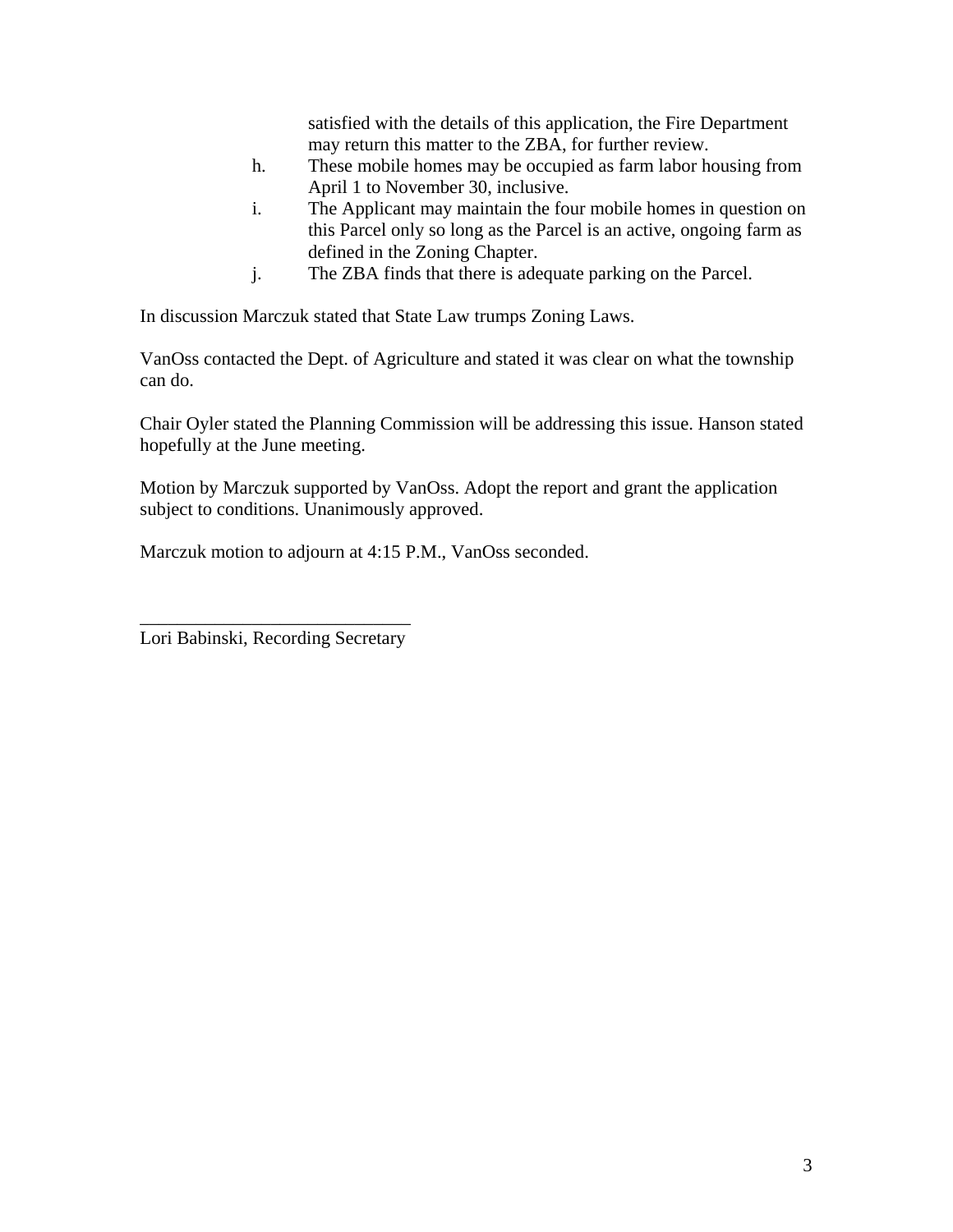satisfied with the details of this application, the Fire Department may return this matter to the ZBA, for further review.

h. These mobile homes may be occupied as farm labor housing from April 1 to November 30, inclusive.

i. The Applicant may maintain the four mobile homes in question on this Parcel only so long as the Parcel is an active, ongoing farm as defined in the Zoning Chapter.

j. The ZBA finds that there is adequate parking on the Parcel.

In discussion Marczuk stated that State Law trumps Zoning Laws.

VanOss contacted the Dept. of Agriculture and stated it was clear on what the township can do.

Chair Oyler stated the Planning Commission will be addressing this issue. Hanson stated hopefully at the June meeting.

Motion by Marczuk supported by VanOss. Adopt the report and grant the application subject to conditions. Unanimously approved.

Marczuk motion to adjourn at 4:15 P.M., VanOss seconded.

_____________________________

Lori Babinski, Recording Secretary